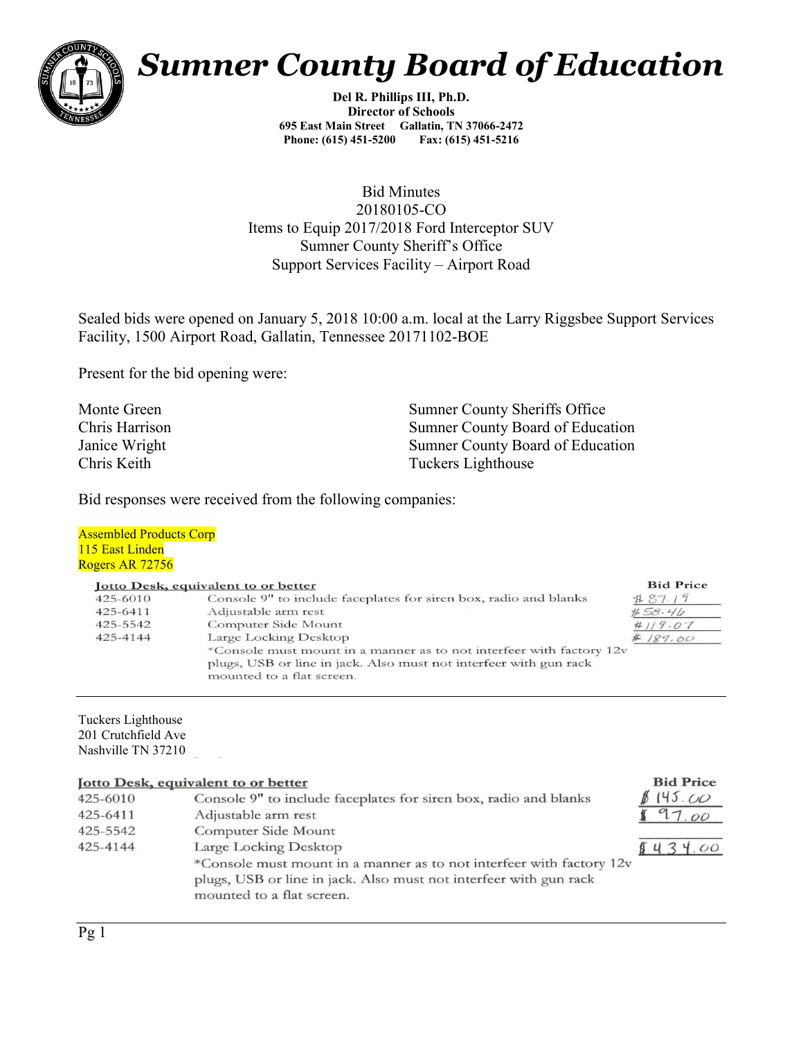# Sumner County Board of Education

**Del R. Phillips III, Ph.D.**
**Director of Schools**
**695 East Main Street Gallatin, TN 37066-2472**
**Phone: (615) 451-5200 Fax: (615) 451-5216**

Bid Minutes
20180105-CO
Items to Equip 2017/2018 Ford Interceptor SUV
Sumner County Sheriff's Office
Support Services Facility – Airport Road

Sealed bids were opened on January 5, 2018 10:00 a.m. local at the Larry Riggsbee Support Services Facility, 1500 Airport Road, Gallatin, Tennessee 20171102-BOE

Present for the bid opening were:

| | |
|---|---|
| Monte Green | Sumner County Sheriffs Office |
| Chris Harrison | Sumner County Board of Education |
| Janice Wright | Sumner County Board of Education |
| Chris Keith | Tuckers Lighthouse |

Bid responses were received from the following companies:

Assembled Products Corp
115 East Linden
Rogers AR 72756

| **Jotto Desk, equivalent to or better** | | **Bid Price** |
|---|---|---|
| 425-6010 | Console 9" to include faceplates for siren box, radio and blanks | $87.19 |
| 425-6411 | Adjustable arm rest | $58.46 |
| 425-5542 | Computer Side Mount | $119.07 |
| 425-4144 | Large Locking Desktop | $189.00 |
| | *Console must mount in a manner as to not interfeer with factory 12v plugs, USB or line in jack. Also must not interfeer with gun rack mounted to a flat screen. | |

Tuckers Lighthouse
201 Crutchfield Ave
Nashville TN 37210

| **Jotto Desk, equivalent to or better** | | **Bid Price** |
|---|---|---|
| 425-6010 | Console 9" to include faceplates for siren box, radio and blanks | $145.00 |
| 425-6411 | Adjustable arm rest | $97.00 |
| 425-5542 | Computer Side Mount | |
| 425-4144 | Large Locking Desktop | $434.00 |
| | *Console must mount in a manner as to not interfeer with factory 12v plugs, USB or line in jack. Also must not interfeer with gun rack mounted to a flat screen. | |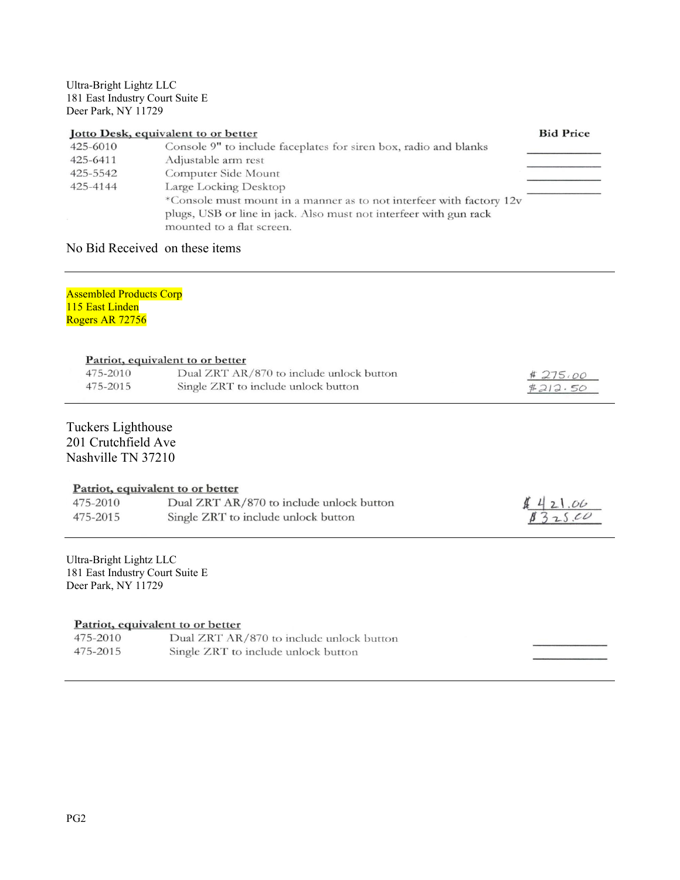Ultra-Bright Lightz LLC
181 East Industry Court Suite E
Deer Park, NY 11729

| Jotto Desk, equivalent to or better | | Bid Price |
|---|---|---|
| 425-6010 | Console 9" to include faceplates for siren box, radio and blanks | ________ |
| 425-6411 | Adjustable arm rest | ________ |
| 425-5542 | Computer Side Mount | ________ |
| 425-4144 | Large Locking Desktop | ________ |
| | *Console must mount in a manner as to not interfeer with factory 12v plugs, USB or line in jack. Also must not interfeer with gun rack mounted to a flat screen. | |

No Bid Received on these items

---

Assembled Products Corp
115 East Linden
Rogers AR 72756

| Patriot, equivalent to or better | | |
|---|---|---|
| 475-2010 | Dual ZRT AR/870 to include unlock button | # 275.00 |
| 475-2015 | Single ZRT to include unlock button | #212.50 |

---

Tuckers Lighthouse
201 Crutchfield Ave
Nashville TN 37210

| Patriot, equivalent to or better | | |
|---|---|---|
| 475-2010 | Dual ZRT AR/870 to include unlock button | $421.06 |
| 475-2015 | Single ZRT to include unlock button | $325.00 |

---

Ultra-Bright Lightz LLC
181 East Industry Court Suite E
Deer Park, NY 11729

| Patriot, equivalent to or better | | |
|---|---|---|
| 475-2010 | Dual ZRT AR/870 to include unlock button | ________ |
| 475-2015 | Single ZRT to include unlock button | ________ |

---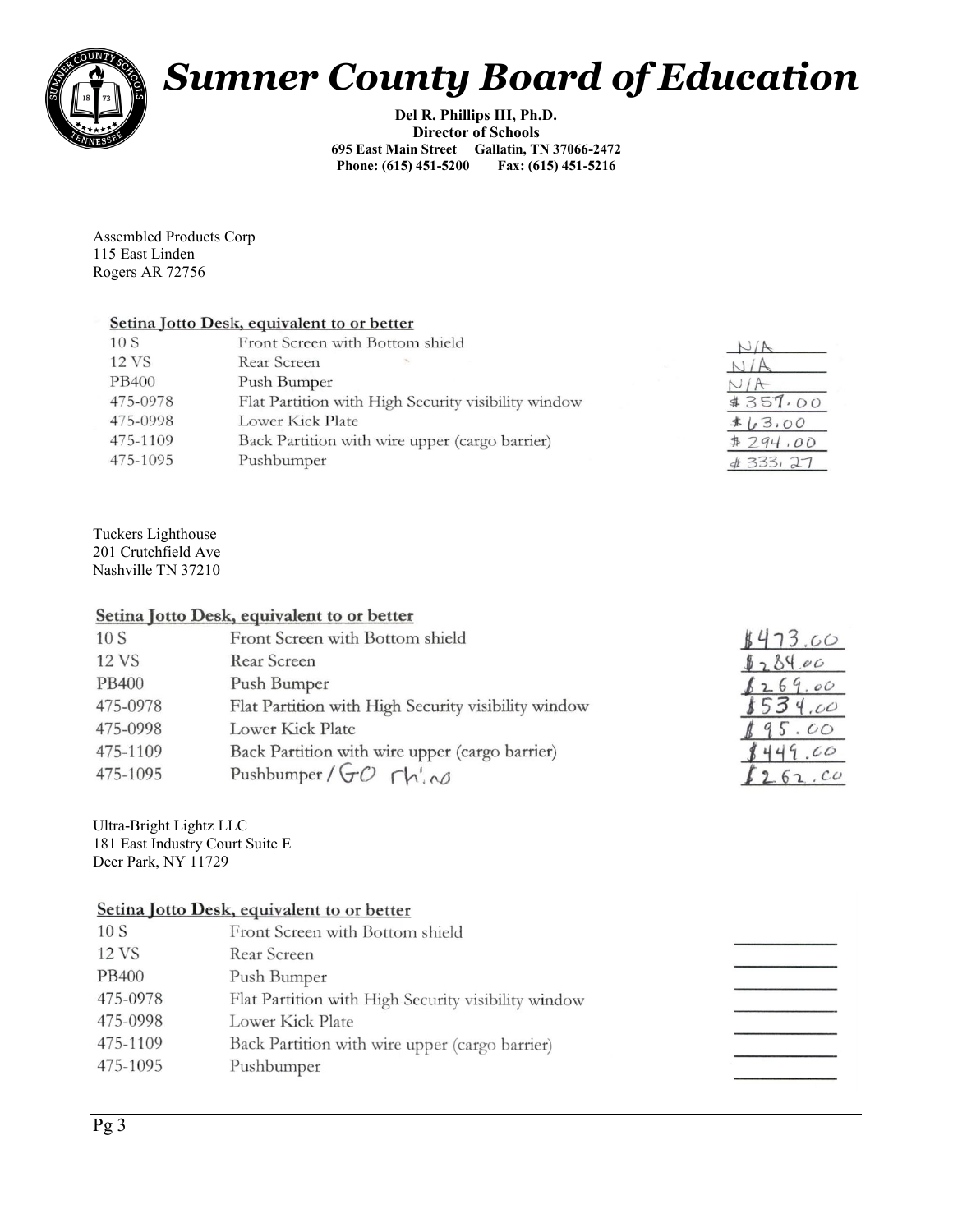# Sumner County Board of Education

**Del R. Phillips III, Ph.D.**
**Director of Schools**
**695 East Main Street Gallatin, TN 37066-2472**
**Phone: (615) 451-5200 Fax: (615) 451-5216**

Assembled Products Corp
115 East Linden
Rogers AR 72756

**Setina Jotto Desk, equivalent to or better**

| Item | Description | Price |
|---|---|---|
| 10 S | Front Screen with Bottom shield | N/A |
| 12 VS | Rear Screen | N/A |
| PB400 | Push Bumper | N/A |
| 475-0978 | Flat Partition with High Security visibility window | $357.00 |
| 475-0998 | Lower Kick Plate | $63.00 |
| 475-1109 | Back Partition with wire upper (cargo barrier) | $294.00 |
| 475-1095 | Pushbumper | $333.27 |

---

Tuckers Lighthouse
201 Crutchfield Ave
Nashville TN 37210

**Setina Jotto Desk, equivalent to or better**

| Item | Description | Price |
|---|---|---|
| 10 S | Front Screen with Bottom shield | $473.00 |
| 12 VS | Rear Screen | $284.00 |
| PB400 | Push Bumper | $269.00 |
| 475-0978 | Flat Partition with High Security visibility window | $534.00 |
| 475-0998 | Lower Kick Plate | $95.00 |
| 475-1109 | Back Partition with wire upper (cargo barrier) | $449.00 |
| 475-1095 | Pushbumper / GO rhino | $262.00 |

---

Ultra-Bright Lightz LLC
181 East Industry Court Suite E
Deer Park, NY 11729

**Setina Jotto Desk, equivalent to or better**

| Item | Description | Price |
|---|---|---|
| 10 S | Front Screen with Bottom shield | |
| 12 VS | Rear Screen | |
| PB400 | Push Bumper | |
| 475-0978 | Flat Partition with High Security visibility window | |
| 475-0998 | Lower Kick Plate | |
| 475-1109 | Back Partition with wire upper (cargo barrier) | |
| 475-1095 | Pushbumper | |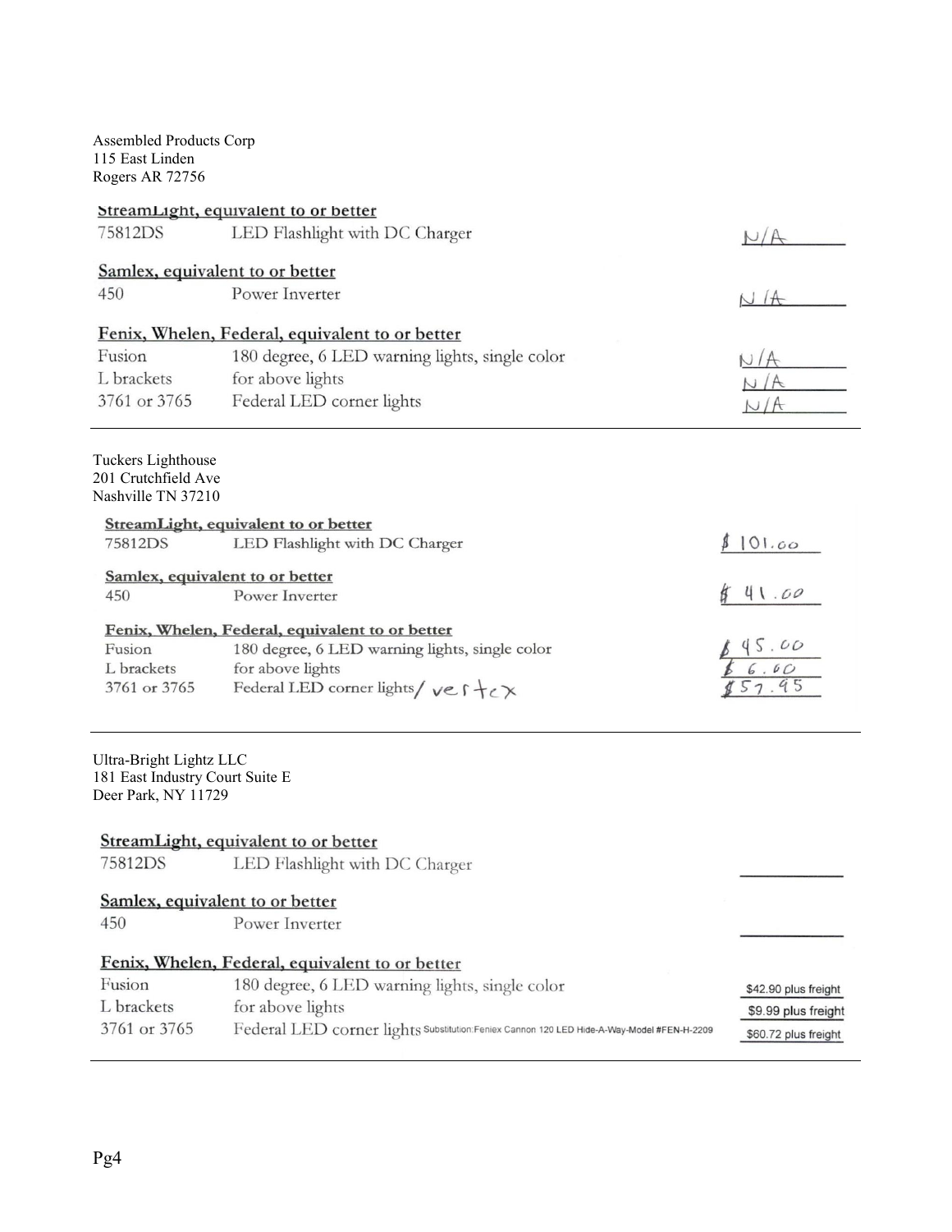Assembled Products Corp
115 East Linden
Rogers AR 72756

| | | |
|---|---|---|
| **StreamLight, equivalent to or better** | | |
| 75812DS | LED Flashlight with DC Charger | N/A |
| **Samlex, equivalent to or better** | | |
| 450 | Power Inverter | N/A |
| **Fenix, Whelen, Federal, equivalent to or better** | | |
| Fusion | 180 degree, 6 LED warning lights, single color | N/A |
| L brackets | for above lights | N/A |
| 3761 or 3765 | Federal LED corner lights | N/A |

---

Tuckers Lighthouse
201 Crutchfield Ave
Nashville TN 37210

| | | |
|---|---|---|
| **StreamLight, equivalent to or better** | | |
| 75812DS | LED Flashlight with DC Charger | $101.00 |
| **Samlex, equivalent to or better** | | |
| 450 | Power Inverter | $ 41.00 |
| **Fenix, Whelen, Federal, equivalent to or better** | | |
| Fusion | 180 degree, 6 LED warning lights, single color | $45.00 |
| L brackets | for above lights | $ 6.00 |
| 3761 or 3765 | Federal LED corner lights/ vertex | $57.95 |

---

Ultra-Bright Lightz LLC
181 East Industry Court Suite E
Deer Park, NY 11729

| | | |
|---|---|---|
| **StreamLight, equivalent to or better** | | |
| 75812DS | LED Flashlight with DC Charger | |
| **Samlex, equivalent to or better** | | |
| 450 | Power Inverter | |
| **Fenix, Whelen, Federal, equivalent to or better** | | |
| Fusion | 180 degree, 6 LED warning lights, single color | $42.90 plus freight |
| L brackets | for above lights | $9.99 plus freight |
| 3761 or 3765 | Federal LED corner lights Substitution:Feniex Cannon 120 LED Hide-A-Way-Model #FEN-H-2209 | $60.72 plus freight |